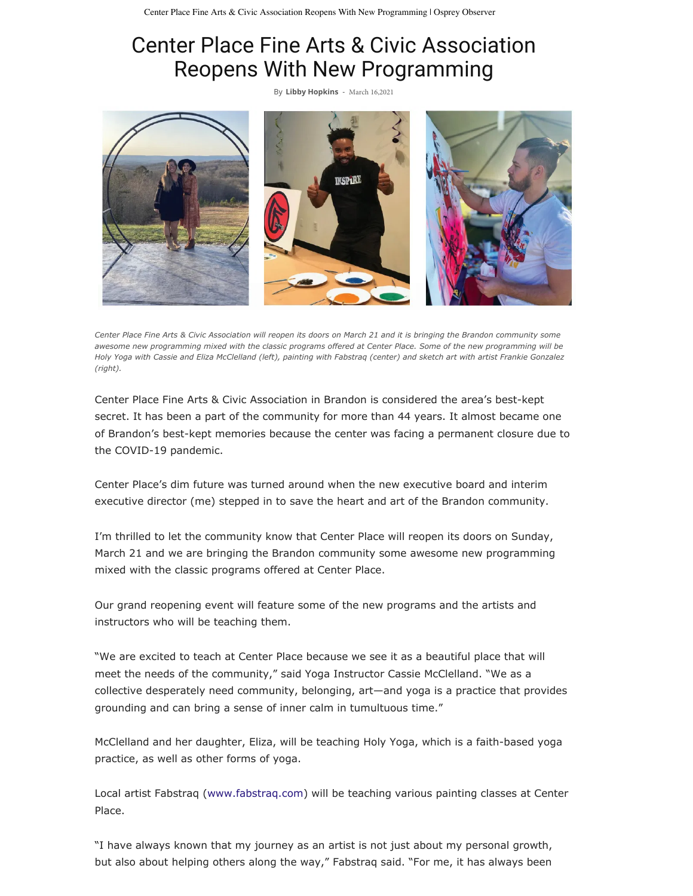# Center Place Fine Arts & Civic Association Reopens With New Programming

By **Libby Hopkins** - March 16,2021

*Center Place Fine Arts & Civic Association will reopen its doors on March 21 and it is bringing the Brandon community some awesome new programming mixed with the classic programs offered at Center Place. Some of the new programming will be Holy Yoga with Cassie and Eliza McClelland (left), painting with Fabstraq (center) and sketch art with artist Frankie Gonzalez (right).*

Center Place Fine Arts & Civic Association in Brandon is considered the area's best-kept secret. It has been a part of the community for more than 44 years. It almost became one of Brandon's best-kept memories because the center was facing a permanent closure due to the COVID-19 pandemic.

Center Place's dim future was turned around when the new executive board and interim executive director (me) stepped in to save the heart and art of the Brandon community.

I'm thrilled to let the community know that Center Place will reopen its doors on Sunday, March 21 and we are bringing the Brandon community some awesome new programming mixed with the classic programs offered at Center Place.

Our grand reopening event will feature some of the new programs and the artists and instructors who will be teaching them.

"We are excited to teach at Center Place because we see it as a beautiful place that will meet the needs of the community," said Yoga Instructor Cassie McClelland. "We as a collective desperately need community, belonging, art—and yoga is a practice that provides grounding and can bring a sense of inner calm in tumultuous time."

McClelland and her daughter, Eliza, will be teaching Holy Yoga, which is a faith-based yoga practice, as well as other forms of yoga.

Local artist Fabstraq (www.fabstraq.com) will be teaching various painting classes at Center Place.

"I have always known that my journey as an artist is not just about my personal growth, but also about helping others along the way," Fabstraq said. "For me, it has always been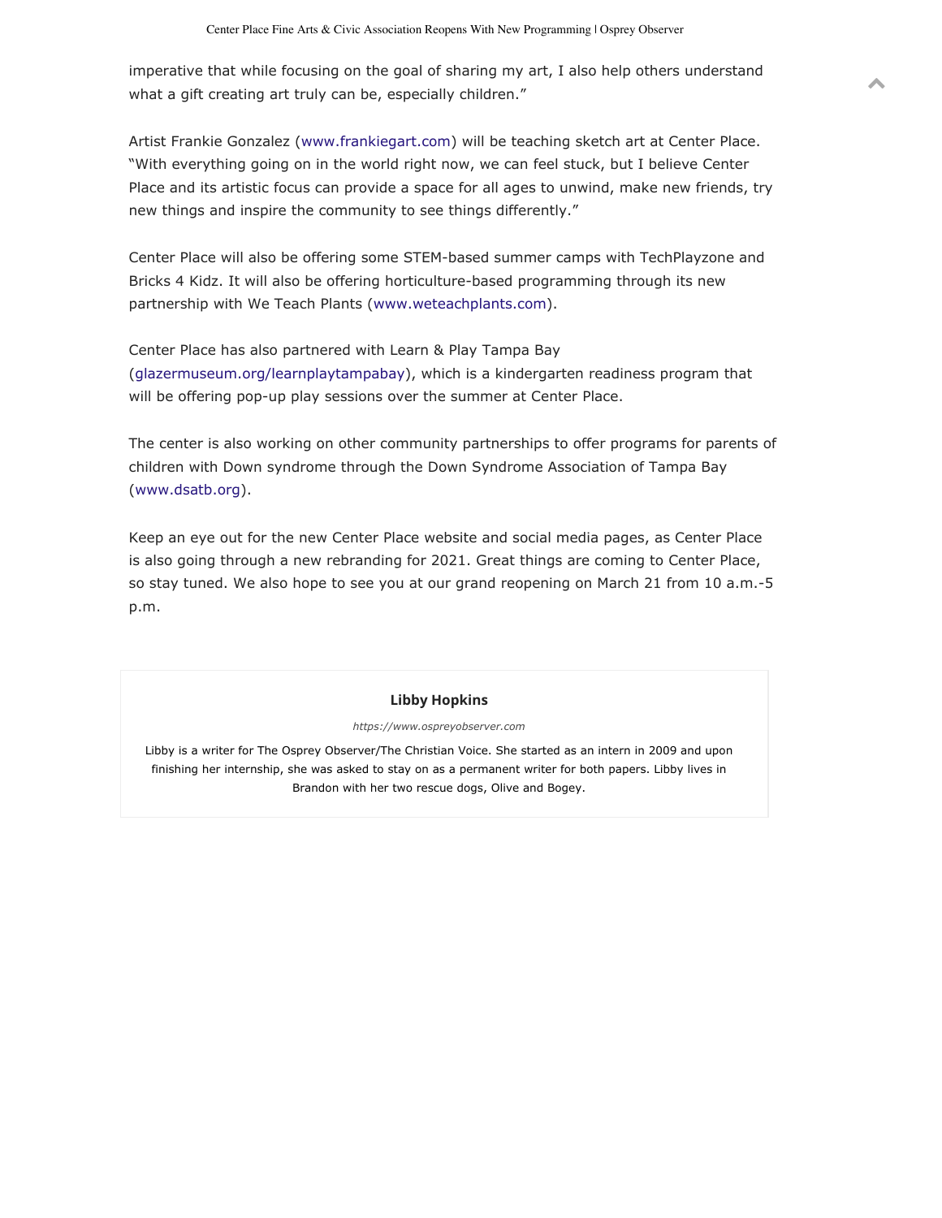imperative that while focusing on the goal of sharing my art, I also help others understand what a gift creating art truly can be, especially children."

Artist Frankie Gonzalez (www.frankiegart.com) will be teaching sketch art at Center Place. "With everything going on in the world right now, we can feel stuck, but I believe Center Place and its artistic focus can provide a space for all ages to unwind, make new friends, try new things and inspire the community to see things differently."

Center Place will also be offering some STEM-based summer camps with TechPlayzone and Bricks 4 Kidz. It will also be offering horticulture-based programming through its new partnership with We Teach Plants (www.weteachplants.com).

Center Place has also partnered with Learn & Play Tampa Bay (glazermuseum.org/learnplaytampabay), which is a kindergarten readiness program that will be offering pop-up play sessions over the summer at Center Place.

The center is also working on other community partnerships to offer programs for parents of children with Down syndrome through the Down Syndrome Association of Tampa Bay (www.dsatb.org).

Keep an eye out for the new Center Place website and social media pages, as Center Place is also going through a new rebranding for 2021. Great things are coming to Center Place, so stay tuned. We also hope to see you at our grand reopening on March 21 from 10 a.m.-5 p.m.

**Libby Hopkins**

*https://www.ospreyobserver.com*

Libby is a writer for The Osprey Observer/The Christian Voice. She started as an intern in 2009 and upon finishing her internship, she was asked to stay on as a permanent writer for both papers. Libby lives in Brandon with her two rescue dogs, Olive and Bogey.